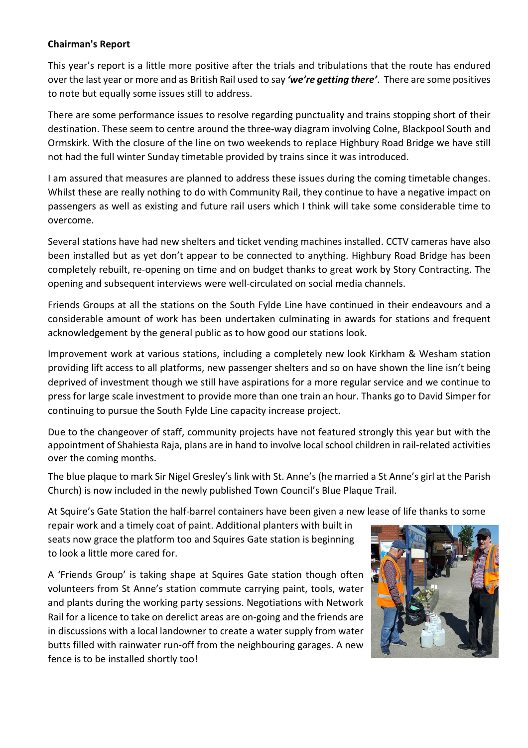**Chairman's Report**

This year's report is a little more positive after the trials and tribulations that the route has endured over the last year or more and as British Rail used to say ***'we're getting there'***. There are some positives to note but equally some issues still to address.

There are some performance issues to resolve regarding punctuality and trains stopping short of their destination. These seem to centre around the three-way diagram involving Colne, Blackpool South and Ormskirk. With the closure of the line on two weekends to replace Highbury Road Bridge we have still not had the full winter Sunday timetable provided by trains since it was introduced.

I am assured that measures are planned to address these issues during the coming timetable changes. Whilst these are really nothing to do with Community Rail, they continue to have a negative impact on passengers as well as existing and future rail users which I think will take some considerable time to overcome.

Several stations have had new shelters and ticket vending machines installed. CCTV cameras have also been installed but as yet don't appear to be connected to anything. Highbury Road Bridge has been completely rebuilt, re-opening on time and on budget thanks to great work by Story Contracting. The opening and subsequent interviews were well-circulated on social media channels.

Friends Groups at all the stations on the South Fylde Line have continued in their endeavours and a considerable amount of work has been undertaken culminating in awards for stations and frequent acknowledgement by the general public as to how good our stations look.

Improvement work at various stations, including a completely new look Kirkham & Wesham station providing lift access to all platforms, new passenger shelters and so on have shown the line isn't being deprived of investment though we still have aspirations for a more regular service and we continue to press for large scale investment to provide more than one train an hour. Thanks go to David Simper for continuing to pursue the South Fylde Line capacity increase project.

Due to the changeover of staff, community projects have not featured strongly this year but with the appointment of Shahiesta Raja, plans are in hand to involve local school children in rail-related activities over the coming months.

The blue plaque to mark Sir Nigel Gresley's link with St. Anne's (he married a St Anne's girl at the Parish Church) is now included in the newly published Town Council's Blue Plaque Trail.

At Squire's Gate Station the half-barrel containers have been given a new lease of life thanks to some repair work and a timely coat of paint. Additional planters with built in seats now grace the platform too and Squires Gate station is beginning to look a little more cared for.

A 'Friends Group' is taking shape at Squires Gate station though often volunteers from St Anne's station commute carrying paint, tools, water and plants during the working party sessions. Negotiations with Network Rail for a licence to take on derelict areas are on-going and the friends are in discussions with a local landowner to create a water supply from water butts filled with rainwater run-off from the neighbouring garages. A new fence is to be installed shortly too!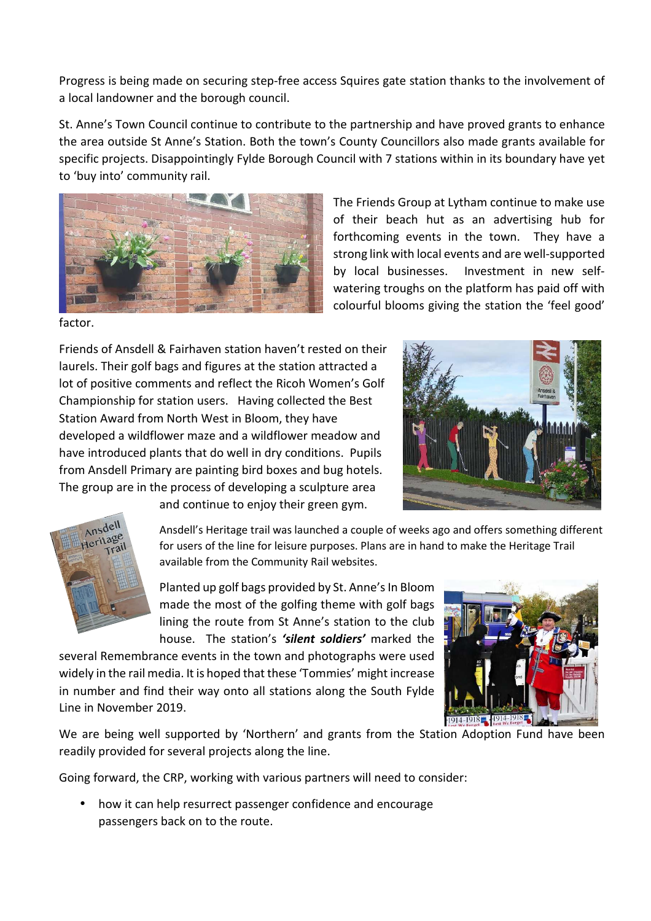Progress is being made on securing step-free access Squires gate station thanks to the involvement of a local landowner and the borough council.

St. Anne's Town Council continue to contribute to the partnership and have proved grants to enhance the area outside St Anne's Station. Both the town's County Councillors also made grants available for specific projects. Disappointingly Fylde Borough Council with 7 stations within in its boundary have yet to 'buy into' community rail.

The Friends Group at Lytham continue to make use of their beach hut as an advertising hub for forthcoming events in the town. They have a strong link with local events and are well-supported by local businesses. Investment in new self-watering troughs on the platform has paid off with colourful blooms giving the station the 'feel good' factor.

Friends of Ansdell & Fairhaven station haven't rested on their laurels. Their golf bags and figures at the station attracted a lot of positive comments and reflect the Ricoh Women's Golf Championship for station users. Having collected the Best Station Award from North West in Bloom, they have developed a wildflower maze and a wildflower meadow and have introduced plants that do well in dry conditions. Pupils from Ansdell Primary are painting bird boxes and bug hotels. The group are in the process of developing a sculpture area and continue to enjoy their green gym.

Ansdell's Heritage trail was launched a couple of weeks ago and offers something different for users of the line for leisure purposes. Plans are in hand to make the Heritage Trail available from the Community Rail websites.

Planted up golf bags provided by St. Anne's In Bloom made the most of the golfing theme with golf bags lining the route from St Anne's station to the club house. The station's ***'silent soldiers'*** marked the several Remembrance events in the town and photographs were used widely in the rail media. It is hoped that these 'Tommies' might increase in number and find their way onto all stations along the South Fylde Line in November 2019.

We are being well supported by 'Northern' and grants from the Station Adoption Fund have been readily provided for several projects along the line.

Going forward, the CRP, working with various partners will need to consider:

- how it can help resurrect passenger confidence and encourage passengers back on to the route.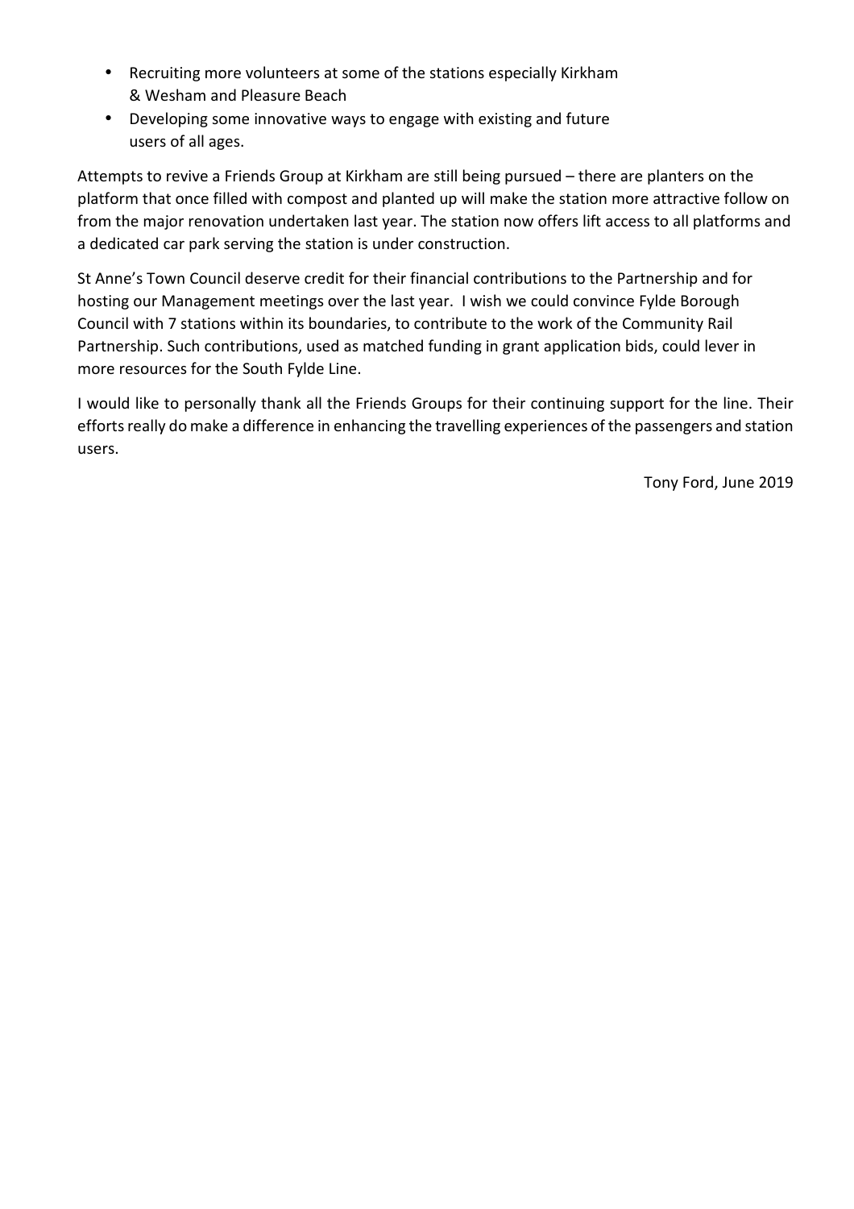- Recruiting more volunteers at some of the stations especially Kirkham & Wesham and Pleasure Beach
- Developing some innovative ways to engage with existing and future users of all ages.

Attempts to revive a Friends Group at Kirkham are still being pursued – there are planters on the platform that once filled with compost and planted up will make the station more attractive follow on from the major renovation undertaken last year. The station now offers lift access to all platforms and a dedicated car park serving the station is under construction.

St Anne's Town Council deserve credit for their financial contributions to the Partnership and for hosting our Management meetings over the last year. I wish we could convince Fylde Borough Council with 7 stations within its boundaries, to contribute to the work of the Community Rail Partnership. Such contributions, used as matched funding in grant application bids, could lever in more resources for the South Fylde Line.

I would like to personally thank all the Friends Groups for their continuing support for the line. Their efforts really do make a difference in enhancing the travelling experiences of the passengers and station users.

Tony Ford, June 2019